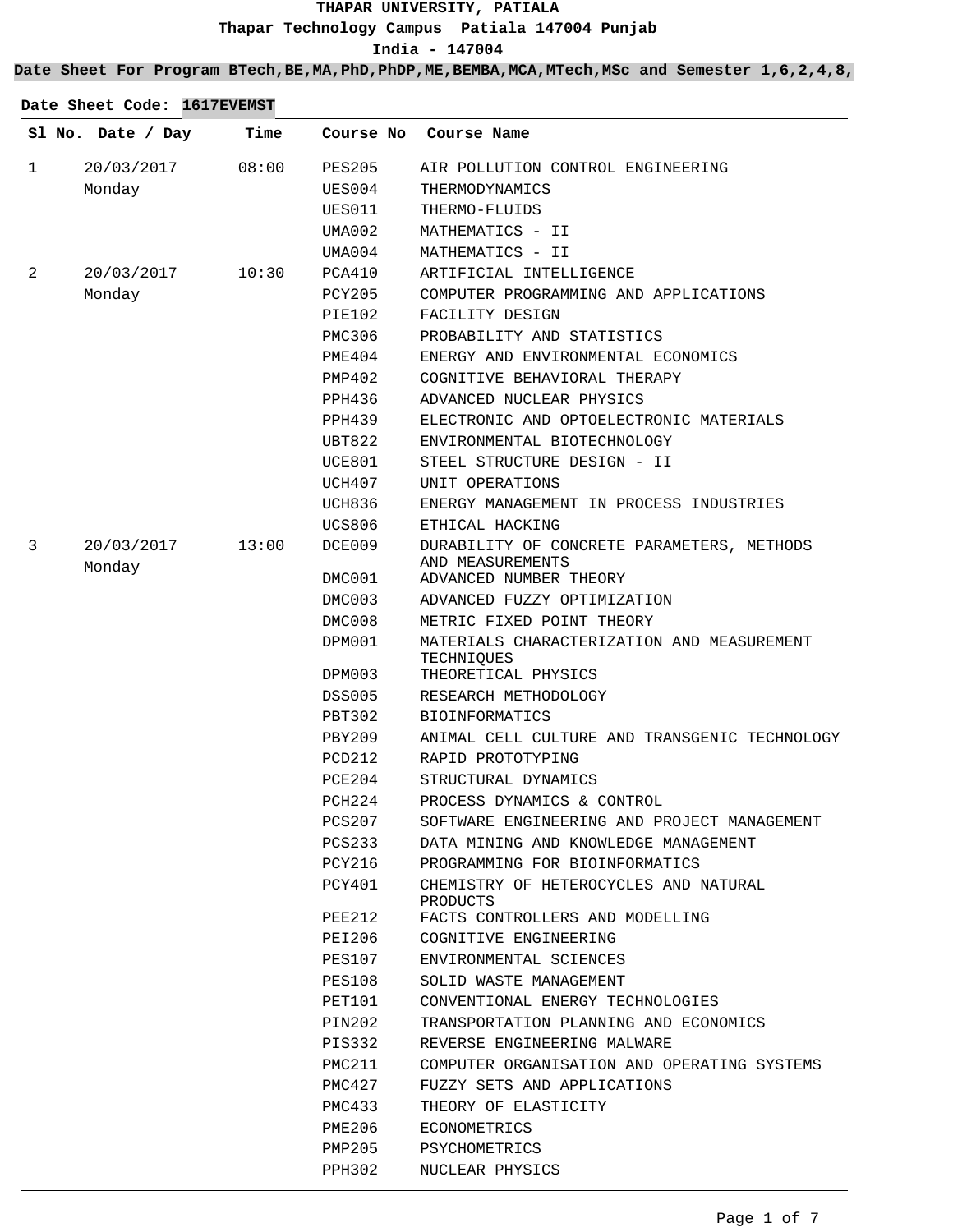**THAPAR UNIVERSITY, PATIALA**

**Thapar Technology Campus Patiala 147004 Punjab**

**India - 147004**

**Date Sheet For Program BTech,BE,MA,PhD,PhDP,ME,BEMBA,MCA,MTech,MSc and Semester 1,6,2,4,8,**

**Date Sheet Code: 1617EVEMST**

| Sl No. | Date / Day | Time | Course No | Course Name |
|---|---|---|---|---|
| 1 | 20/03/2017 Monday | 08:00 | PES205 | AIR POLLUTION CONTROL ENGINEERING |
| | | | UES004 | THERMODYNAMICS |
| | | | UES011 | THERMO-FLUIDS |
| | | | UMA002 | MATHEMATICS - II |
| | | | UMA004 | MATHEMATICS - II |
| 2 | 20/03/2017 Monday | 10:30 | PCA410 | ARTIFICIAL INTELLIGENCE |
| | | | PCY205 | COMPUTER PROGRAMMING AND APPLICATIONS |
| | | | PIE102 | FACILITY DESIGN |
| | | | PMC306 | PROBABILITY AND STATISTICS |
| | | | PME404 | ENERGY AND ENVIRONMENTAL ECONOMICS |
| | | | PMP402 | COGNITIVE BEHAVIORAL THERAPY |
| | | | PPH436 | ADVANCED NUCLEAR PHYSICS |
| | | | PPH439 | ELECTRONIC AND OPTOELECTRONIC MATERIALS |
| | | | UBT822 | ENVIRONMENTAL BIOTECHNOLOGY |
| | | | UCE801 | STEEL STRUCTURE DESIGN - II |
| | | | UCH407 | UNIT OPERATIONS |
| | | | UCH836 | ENERGY MANAGEMENT IN PROCESS INDUSTRIES |
| | | | UCS806 | ETHICAL HACKING |
| 3 | 20/03/2017 Monday | 13:00 | DCE009 | DURABILITY OF CONCRETE PARAMETERS, METHODS AND MEASUREMENTS |
| | | | DMC001 | ADVANCED NUMBER THEORY |
| | | | DMC003 | ADVANCED FUZZY OPTIMIZATION |
| | | | DMC008 | METRIC FIXED POINT THEORY |
| | | | DPM001 | MATERIALS CHARACTERIZATION AND MEASUREMENT TECHNIQUES |
| | | | DPM003 | THEORETICAL PHYSICS |
| | | | DSS005 | RESEARCH METHODOLOGY |
| | | | PBT302 | BIOINFORMATICS |
| | | | PBY209 | ANIMAL CELL CULTURE AND TRANSGENIC TECHNOLOGY |
| | | | PCD212 | RAPID PROTOTYPING |
| | | | PCE204 | STRUCTURAL DYNAMICS |
| | | | PCH224 | PROCESS DYNAMICS & CONTROL |
| | | | PCS207 | SOFTWARE ENGINEERING AND PROJECT MANAGEMENT |
| | | | PCS233 | DATA MINING AND KNOWLEDGE MANAGEMENT |
| | | | PCY216 | PROGRAMMING FOR BIOINFORMATICS |
| | | | PCY401 | CHEMISTRY OF HETEROCYCLES AND NATURAL PRODUCTS |
| | | | PEE212 | FACTS CONTROLLERS AND MODELLING |
| | | | PEI206 | COGNITIVE ENGINEERING |
| | | | PES107 | ENVIRONMENTAL SCIENCES |
| | | | PES108 | SOLID WASTE MANAGEMENT |
| | | | PET101 | CONVENTIONAL ENERGY TECHNOLOGIES |
| | | | PIN202 | TRANSPORTATION PLANNING AND ECONOMICS |
| | | | PIS332 | REVERSE ENGINEERING MALWARE |
| | | | PMC211 | COMPUTER ORGANISATION AND OPERATING SYSTEMS |
| | | | PMC427 | FUZZY SETS AND APPLICATIONS |
| | | | PMC433 | THEORY OF ELASTICITY |
| | | | PME206 | ECONOMETRICS |
| | | | PMP205 | PSYCHOMETRICS |
| | | | PPH302 | NUCLEAR PHYSICS |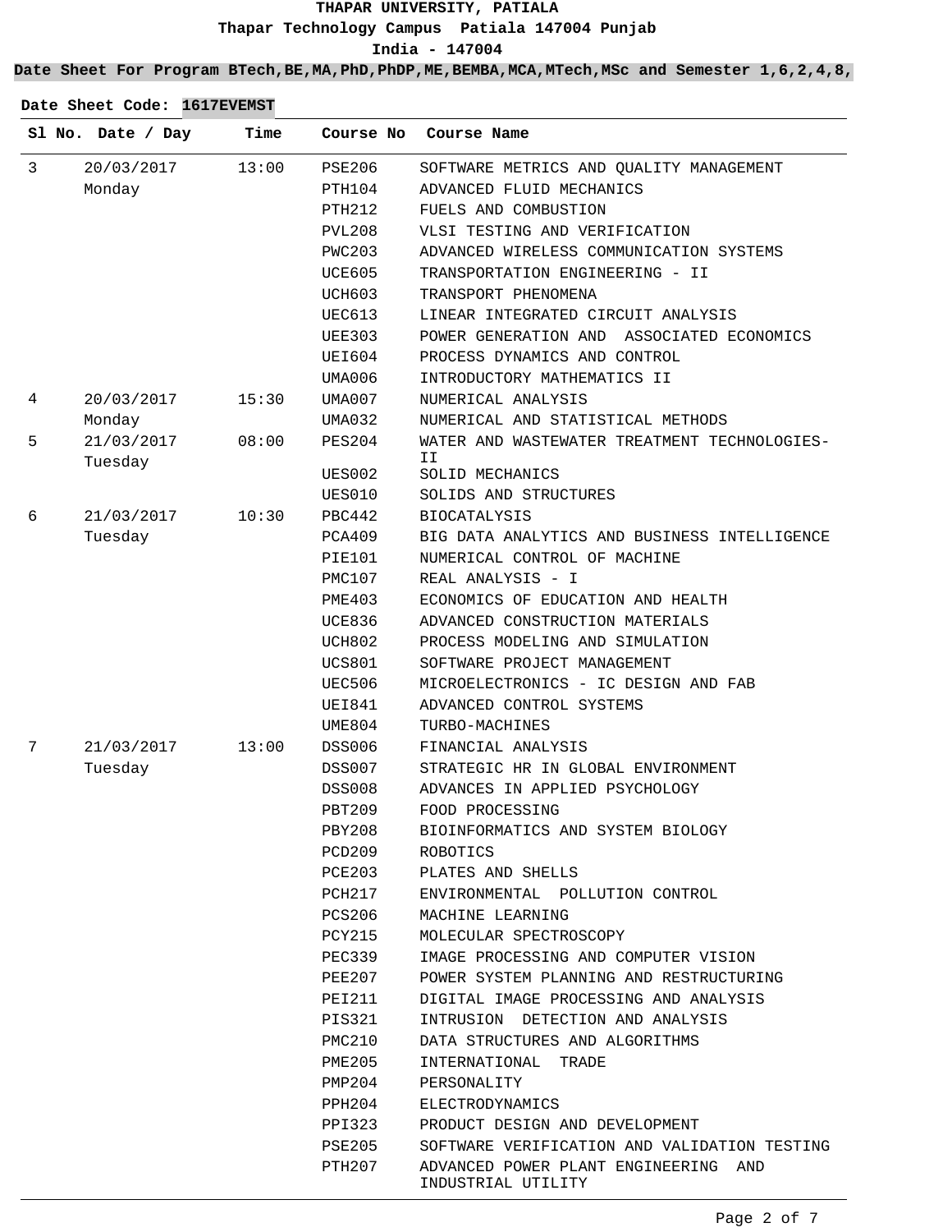**THAPAR UNIVERSITY, PATIALA**

**Thapar Technology Campus Patiala 147004 Punjab**

**India - 147004**

**Date Sheet For Program BTech,BE,MA,PhD,PhDP,ME,BEMBA,MCA,MTech,MSc and Semester 1,6,2,4,8,**

**Date Sheet Code: 1617EVEMST**

| Sl No. | Date / Day | Time | Course No | Course Name |
|---|---|---|---|---|
| 3 | 20/03/2017 Monday | 13:00 | PSE206 | SOFTWARE METRICS AND QUALITY MANAGEMENT |
| | | | PTH104 | ADVANCED FLUID MECHANICS |
| | | | PTH212 | FUELS AND COMBUSTION |
| | | | PVL208 | VLSI TESTING AND VERIFICATION |
| | | | PWC203 | ADVANCED WIRELESS COMMUNICATION SYSTEMS |
| | | | UCE605 | TRANSPORTATION ENGINEERING - II |
| | | | UCH603 | TRANSPORT PHENOMENA |
| | | | UEC613 | LINEAR INTEGRATED CIRCUIT ANALYSIS |
| | | | UEE303 | POWER GENERATION AND ASSOCIATED ECONOMICS |
| | | | UEI604 | PROCESS DYNAMICS AND CONTROL |
| | | | UMA006 | INTRODUCTORY MATHEMATICS II |
| 4 | 20/03/2017 Monday | 15:30 | UMA007 | NUMERICAL ANALYSIS |
| | | | UMA032 | NUMERICAL AND STATISTICAL METHODS |
| 5 | 21/03/2017 Tuesday | 08:00 | PES204 | WATER AND WASTEWATER TREATMENT TECHNOLOGIES-II |
| | | | UES002 | SOLID MECHANICS |
| | | | UES010 | SOLIDS AND STRUCTURES |
| 6 | 21/03/2017 Tuesday | 10:30 | PBC442 | BIOCATALYSIS |
| | | | PCA409 | BIG DATA ANALYTICS AND BUSINESS INTELLIGENCE |
| | | | PIE101 | NUMERICAL CONTROL OF MACHINE |
| | | | PMC107 | REAL ANALYSIS - I |
| | | | PME403 | ECONOMICS OF EDUCATION AND HEALTH |
| | | | UCE836 | ADVANCED CONSTRUCTION MATERIALS |
| | | | UCH802 | PROCESS MODELING AND SIMULATION |
| | | | UCS801 | SOFTWARE PROJECT MANAGEMENT |
| | | | UEC506 | MICROELECTRONICS - IC DESIGN AND FAB |
| | | | UEI841 | ADVANCED CONTROL SYSTEMS |
| | | | UME804 | TURBO-MACHINES |
| 7 | 21/03/2017 Tuesday | 13:00 | DSS006 | FINANCIAL ANALYSIS |
| | | | DSS007 | STRATEGIC HR IN GLOBAL ENVIRONMENT |
| | | | DSS008 | ADVANCES IN APPLIED PSYCHOLOGY |
| | | | PBT209 | FOOD PROCESSING |
| | | | PBY208 | BIOINFORMATICS AND SYSTEM BIOLOGY |
| | | | PCD209 | ROBOTICS |
| | | | PCE203 | PLATES AND SHELLS |
| | | | PCH217 | ENVIRONMENTAL POLLUTION CONTROL |
| | | | PCS206 | MACHINE LEARNING |
| | | | PCY215 | MOLECULAR SPECTROSCOPY |
| | | | PEC339 | IMAGE PROCESSING AND COMPUTER VISION |
| | | | PEE207 | POWER SYSTEM PLANNING AND RESTRUCTURING |
| | | | PEI211 | DIGITAL IMAGE PROCESSING AND ANALYSIS |
| | | | PIS321 | INTRUSION DETECTION AND ANALYSIS |
| | | | PMC210 | DATA STRUCTURES AND ALGORITHMS |
| | | | PME205 | INTERNATIONAL TRADE |
| | | | PMP204 | PERSONALITY |
| | | | PPH204 | ELECTRODYNAMICS |
| | | | PPI323 | PRODUCT DESIGN AND DEVELOPMENT |
| | | | PSE205 | SOFTWARE VERIFICATION AND VALIDATION TESTING |
| | | | PTH207 | ADVANCED POWER PLANT ENGINEERING AND INDUSTRIAL UTILITY |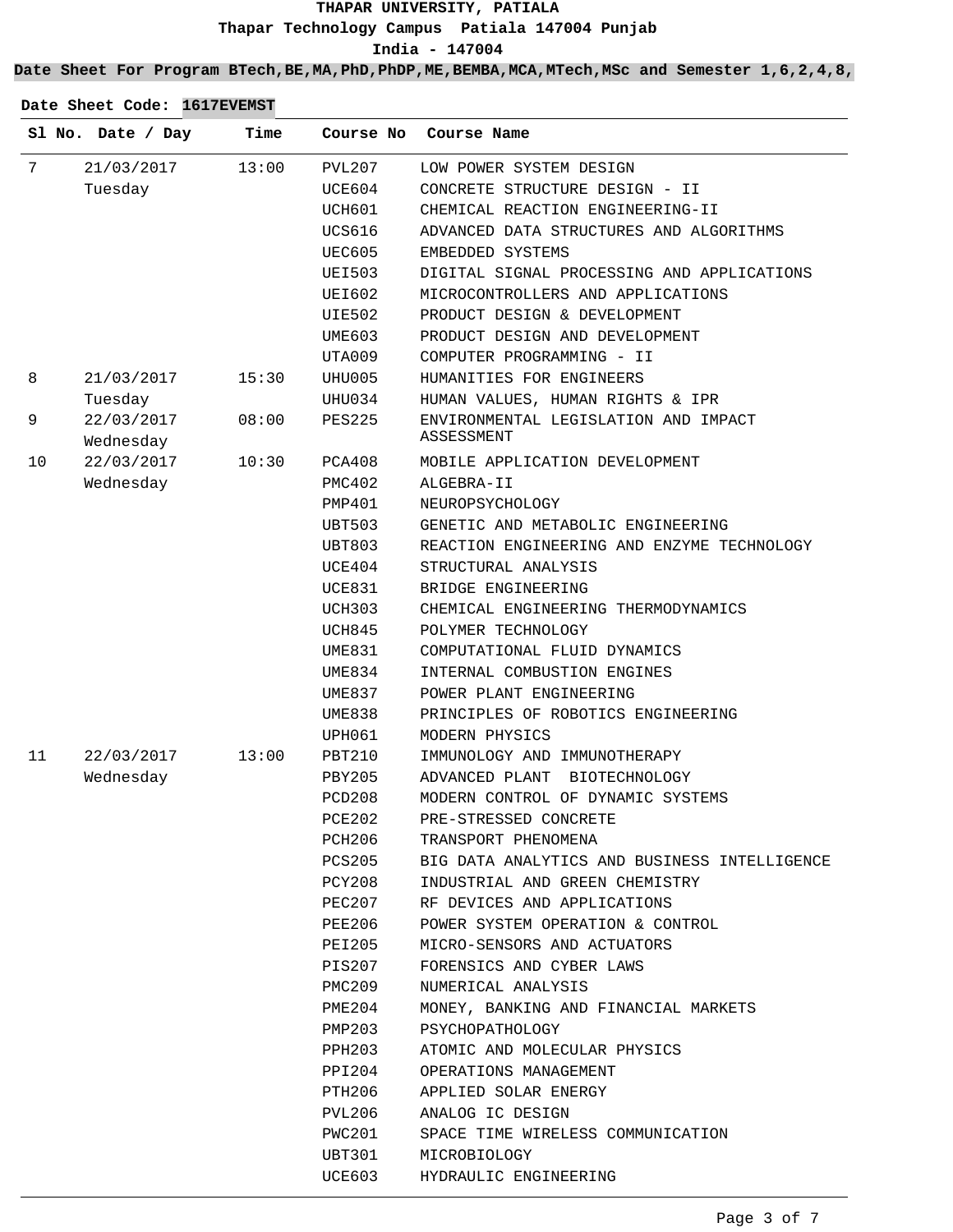**THAPAR UNIVERSITY, PATIALA**

**Thapar Technology Campus Patiala 147004 Punjab**

**India - 147004**

**Date Sheet For Program BTech,BE,MA,PhD,PhDP,ME,BEMBA,MCA,MTech,MSc and Semester 1,6,2,4,8,**

**Date Sheet Code: 1617EVEMST**

| Sl No. | Date / Day | Time | Course No | Course Name |
|---|---|---|---|---|
| 7 | 21/03/2017 Tuesday | 13:00 | PVL207 | LOW POWER SYSTEM DESIGN |
| | | | UCE604 | CONCRETE STRUCTURE DESIGN - II |
| | | | UCH601 | CHEMICAL REACTION ENGINEERING-II |
| | | | UCS616 | ADVANCED DATA STRUCTURES AND ALGORITHMS |
| | | | UEC605 | EMBEDDED SYSTEMS |
| | | | UEI503 | DIGITAL SIGNAL PROCESSING AND APPLICATIONS |
| | | | UEI602 | MICROCONTROLLERS AND APPLICATIONS |
| | | | UIE502 | PRODUCT DESIGN & DEVELOPMENT |
| | | | UME603 | PRODUCT DESIGN AND DEVELOPMENT |
| | | | UTA009 | COMPUTER PROGRAMMING - II |
| 8 | 21/03/2017 Tuesday | 15:30 | UHU005 | HUMANITIES FOR ENGINEERS |
| | | | UHU034 | HUMAN VALUES, HUMAN RIGHTS & IPR |
| 9 | 22/03/2017 Wednesday | 08:00 | PES225 | ENVIRONMENTAL LEGISLATION AND IMPACT ASSESSMENT |
| 10 | 22/03/2017 Wednesday | 10:30 | PCA408 | MOBILE APPLICATION DEVELOPMENT |
| | | | PMC402 | ALGEBRA-II |
| | | | PMP401 | NEUROPSYCHOLOGY |
| | | | UBT503 | GENETIC AND METABOLIC ENGINEERING |
| | | | UBT803 | REACTION ENGINEERING AND ENZYME TECHNOLOGY |
| | | | UCE404 | STRUCTURAL ANALYSIS |
| | | | UCE831 | BRIDGE ENGINEERING |
| | | | UCH303 | CHEMICAL ENGINEERING THERMODYNAMICS |
| | | | UCH845 | POLYMER TECHNOLOGY |
| | | | UME831 | COMPUTATIONAL FLUID DYNAMICS |
| | | | UME834 | INTERNAL COMBUSTION ENGINES |
| | | | UME837 | POWER PLANT ENGINEERING |
| | | | UME838 | PRINCIPLES OF ROBOTICS ENGINEERING |
| | | | UPH061 | MODERN PHYSICS |
| 11 | 22/03/2017 Wednesday | 13:00 | PBT210 | IMMUNOLOGY AND IMMUNOTHERAPY |
| | | | PBY205 | ADVANCED PLANT BIOTECHNOLOGY |
| | | | PCD208 | MODERN CONTROL OF DYNAMIC SYSTEMS |
| | | | PCE202 | PRE-STRESSED CONCRETE |
| | | | PCH206 | TRANSPORT PHENOMENA |
| | | | PCS205 | BIG DATA ANALYTICS AND BUSINESS INTELLIGENCE |
| | | | PCY208 | INDUSTRIAL AND GREEN CHEMISTRY |
| | | | PEC207 | RF DEVICES AND APPLICATIONS |
| | | | PEE206 | POWER SYSTEM OPERATION & CONTROL |
| | | | PEI205 | MICRO-SENSORS AND ACTUATORS |
| | | | PIS207 | FORENSICS AND CYBER LAWS |
| | | | PMC209 | NUMERICAL ANALYSIS |
| | | | PME204 | MONEY, BANKING AND FINANCIAL MARKETS |
| | | | PMP203 | PSYCHOPATHOLOGY |
| | | | PPH203 | ATOMIC AND MOLECULAR PHYSICS |
| | | | PPI204 | OPERATIONS MANAGEMENT |
| | | | PTH206 | APPLIED SOLAR ENERGY |
| | | | PVL206 | ANALOG IC DESIGN |
| | | | PWC201 | SPACE TIME WIRELESS COMMUNICATION |
| | | | UBT301 | MICROBIOLOGY |
| | | | UCE603 | HYDRAULIC ENGINEERING |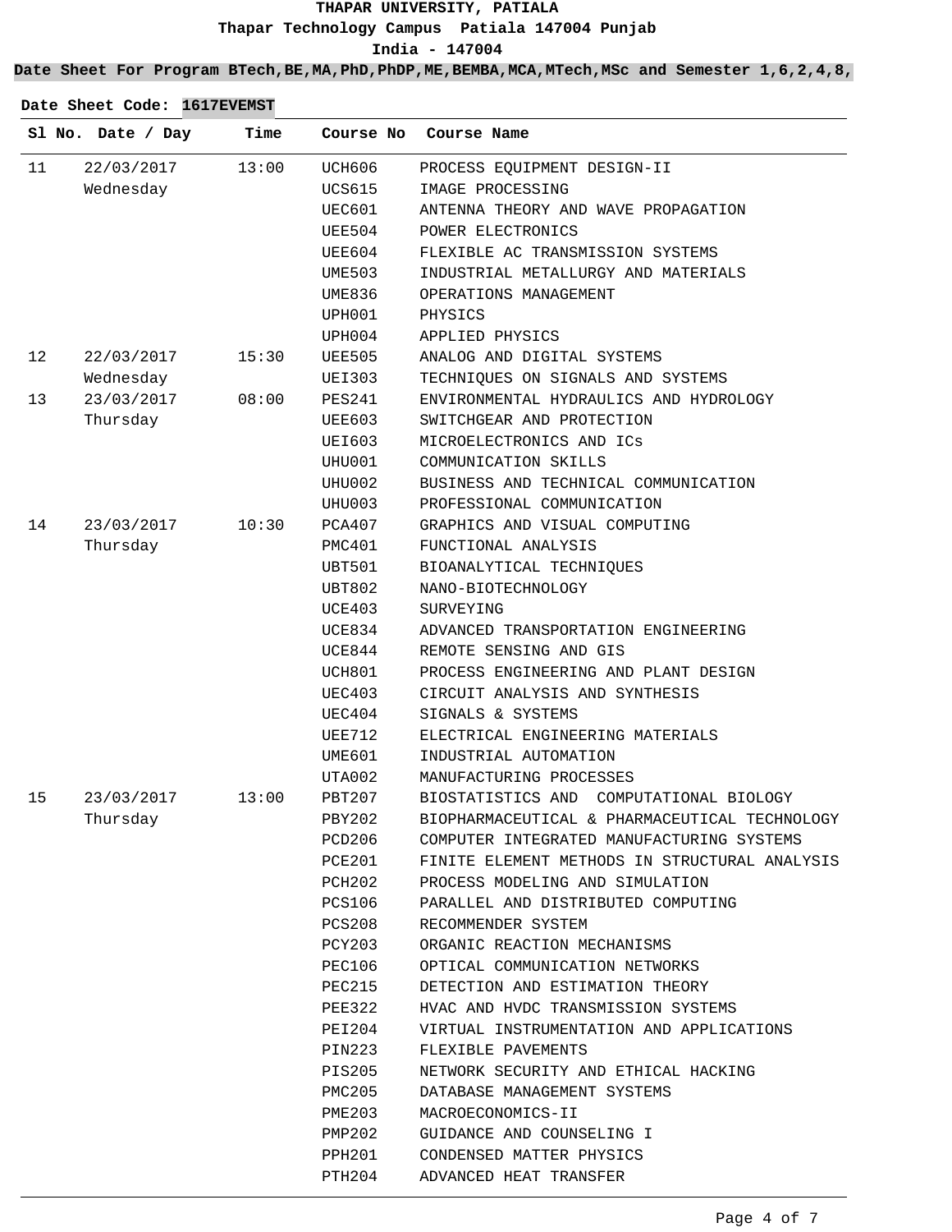# THAPAR UNIVERSITY, PATIALA

**Thapar Technology Campus Patiala 147004 Punjab**

**India - 147004**

**Date Sheet For Program BTech,BE,MA,PhD,PhDP,ME,BEMBA,MCA,MTech,MSc and Semester 1,6,2,4,8,**

**Date Sheet Code: 1617EVEMST**

| Sl No. | Date / Day | Time | Course No | Course Name |
|---|---|---|---|---|
| 11 | 22/03/2017 Wednesday | 13:00 | UCH606 | PROCESS EQUIPMENT DESIGN-II |
| | | | UCS615 | IMAGE PROCESSING |
| | | | UEC601 | ANTENNA THEORY AND WAVE PROPAGATION |
| | | | UEE504 | POWER ELECTRONICS |
| | | | UEE604 | FLEXIBLE AC TRANSMISSION SYSTEMS |
| | | | UME503 | INDUSTRIAL METALLURGY AND MATERIALS |
| | | | UME836 | OPERATIONS MANAGEMENT |
| | | | UPH001 | PHYSICS |
| | | | UPH004 | APPLIED PHYSICS |
| 12 | 22/03/2017 Wednesday | 15:30 | UEE505 | ANALOG AND DIGITAL SYSTEMS |
| | | | UEI303 | TECHNIQUES ON SIGNALS AND SYSTEMS |
| 13 | 23/03/2017 Thursday | 08:00 | PES241 | ENVIRONMENTAL HYDRAULICS AND HYDROLOGY |
| | | | UEE603 | SWITCHGEAR AND PROTECTION |
| | | | UEI603 | MICROELECTRONICS AND ICs |
| | | | UHU001 | COMMUNICATION SKILLS |
| | | | UHU002 | BUSINESS AND TECHNICAL COMMUNICATION |
| | | | UHU003 | PROFESSIONAL COMMUNICATION |
| 14 | 23/03/2017 Thursday | 10:30 | PCA407 | GRAPHICS AND VISUAL COMPUTING |
| | | | PMC401 | FUNCTIONAL ANALYSIS |
| | | | UBT501 | BIOANALYTICAL TECHNIQUES |
| | | | UBT802 | NANO-BIOTECHNOLOGY |
| | | | UCE403 | SURVEYING |
| | | | UCE834 | ADVANCED TRANSPORTATION ENGINEERING |
| | | | UCE844 | REMOTE SENSING AND GIS |
| | | | UCH801 | PROCESS ENGINEERING AND PLANT DESIGN |
| | | | UEC403 | CIRCUIT ANALYSIS AND SYNTHESIS |
| | | | UEC404 | SIGNALS & SYSTEMS |
| | | | UEE712 | ELECTRICAL ENGINEERING MATERIALS |
| | | | UME601 | INDUSTRIAL AUTOMATION |
| | | | UTA002 | MANUFACTURING PROCESSES |
| 15 | 23/03/2017 Thursday | 13:00 | PBT207 | BIOSTATISTICS AND COMPUTATIONAL BIOLOGY |
| | | | PBY202 | BIOPHARMACEUTICAL & PHARMACEUTICAL TECHNOLOGY |
| | | | PCD206 | COMPUTER INTEGRATED MANUFACTURING SYSTEMS |
| | | | PCE201 | FINITE ELEMENT METHODS IN STRUCTURAL ANALYSIS |
| | | | PCH202 | PROCESS MODELING AND SIMULATION |
| | | | PCS106 | PARALLEL AND DISTRIBUTED COMPUTING |
| | | | PCS208 | RECOMMENDER SYSTEM |
| | | | PCY203 | ORGANIC REACTION MECHANISMS |
| | | | PEC106 | OPTICAL COMMUNICATION NETWORKS |
| | | | PEC215 | DETECTION AND ESTIMATION THEORY |
| | | | PEE322 | HVAC AND HVDC TRANSMISSION SYSTEMS |
| | | | PEI204 | VIRTUAL INSTRUMENTATION AND APPLICATIONS |
| | | | PIN223 | FLEXIBLE PAVEMENTS |
| | | | PIS205 | NETWORK SECURITY AND ETHICAL HACKING |
| | | | PMC205 | DATABASE MANAGEMENT SYSTEMS |
| | | | PME203 | MACROECONOMICS-II |
| | | | PMP202 | GUIDANCE AND COUNSELING I |
| | | | PPH201 | CONDENSED MATTER PHYSICS |
| | | | PTH204 | ADVANCED HEAT TRANSFER |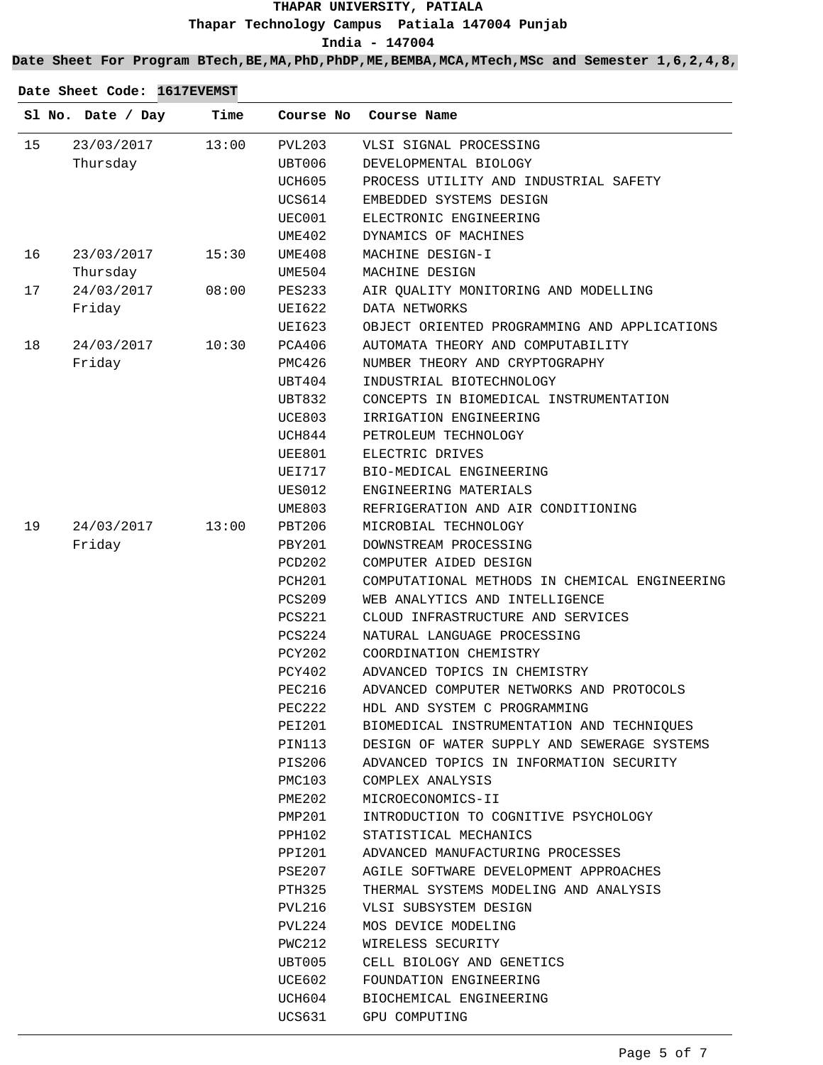# THAPAR UNIVERSITY, PATIALA

Thapar Technology Campus Patiala 147004 Punjab

India - 147004

**Date Sheet For Program BTech,BE,MA,PhD,PhDP,ME,BEMBA,MCA,MTech,MSc and Semester 1,6,2,4,8,**

**Date Sheet Code: 1617EVEMST**

| Sl No. | Date / Day | Time | Course No | Course Name |
|---|---|---|---|---|
| 15 | 23/03/2017 Thursday | 13:00 | PVL203 | VLSI SIGNAL PROCESSING |
| | | | UBT006 | DEVELOPMENTAL BIOLOGY |
| | | | UCH605 | PROCESS UTILITY AND INDUSTRIAL SAFETY |
| | | | UCS614 | EMBEDDED SYSTEMS DESIGN |
| | | | UEC001 | ELECTRONIC ENGINEERING |
| | | | UME402 | DYNAMICS OF MACHINES |
| 16 | 23/03/2017 Thursday | 15:30 | UME408 | MACHINE DESIGN-I |
| | | | UME504 | MACHINE DESIGN |
| 17 | 24/03/2017 Friday | 08:00 | PES233 | AIR QUALITY MONITORING AND MODELLING |
| | | | UEI622 | DATA NETWORKS |
| | | | UEI623 | OBJECT ORIENTED PROGRAMMING AND APPLICATIONS |
| 18 | 24/03/2017 Friday | 10:30 | PCA406 | AUTOMATA THEORY AND COMPUTABILITY |
| | | | PMC426 | NUMBER THEORY AND CRYPTOGRAPHY |
| | | | UBT404 | INDUSTRIAL BIOTECHNOLOGY |
| | | | UBT832 | CONCEPTS IN BIOMEDICAL INSTRUMENTATION |
| | | | UCE803 | IRRIGATION ENGINEERING |
| | | | UCH844 | PETROLEUM TECHNOLOGY |
| | | | UEE801 | ELECTRIC DRIVES |
| | | | UEI717 | BIO-MEDICAL ENGINEERING |
| | | | UES012 | ENGINEERING MATERIALS |
| | | | UME803 | REFRIGERATION AND AIR CONDITIONING |
| 19 | 24/03/2017 Friday | 13:00 | PBT206 | MICROBIAL TECHNOLOGY |
| | | | PBY201 | DOWNSTREAM PROCESSING |
| | | | PCD202 | COMPUTER AIDED DESIGN |
| | | | PCH201 | COMPUTATIONAL METHODS IN CHEMICAL ENGINEERING |
| | | | PCS209 | WEB ANALYTICS AND INTELLIGENCE |
| | | | PCS221 | CLOUD INFRASTRUCTURE AND SERVICES |
| | | | PCS224 | NATURAL LANGUAGE PROCESSING |
| | | | PCY202 | COORDINATION CHEMISTRY |
| | | | PCY402 | ADVANCED TOPICS IN CHEMISTRY |
| | | | PEC216 | ADVANCED COMPUTER NETWORKS AND PROTOCOLS |
| | | | PEC222 | HDL AND SYSTEM C PROGRAMMING |
| | | | PEI201 | BIOMEDICAL INSTRUMENTATION AND TECHNIQUES |
| | | | PIN113 | DESIGN OF WATER SUPPLY AND SEWERAGE SYSTEMS |
| | | | PIS206 | ADVANCED TOPICS IN INFORMATION SECURITY |
| | | | PMC103 | COMPLEX ANALYSIS |
| | | | PME202 | MICROECONOMICS-II |
| | | | PMP201 | INTRODUCTION TO COGNITIVE PSYCHOLOGY |
| | | | PPH102 | STATISTICAL MECHANICS |
| | | | PPI201 | ADVANCED MANUFACTURING PROCESSES |
| | | | PSE207 | AGILE SOFTWARE DEVELOPMENT APPROACHES |
| | | | PTH325 | THERMAL SYSTEMS MODELING AND ANALYSIS |
| | | | PVL216 | VLSI SUBSYSTEM DESIGN |
| | | | PVL224 | MOS DEVICE MODELING |
| | | | PWC212 | WIRELESS SECURITY |
| | | | UBT005 | CELL BIOLOGY AND GENETICS |
| | | | UCE602 | FOUNDATION ENGINEERING |
| | | | UCH604 | BIOCHEMICAL ENGINEERING |
| | | | UCS631 | GPU COMPUTING |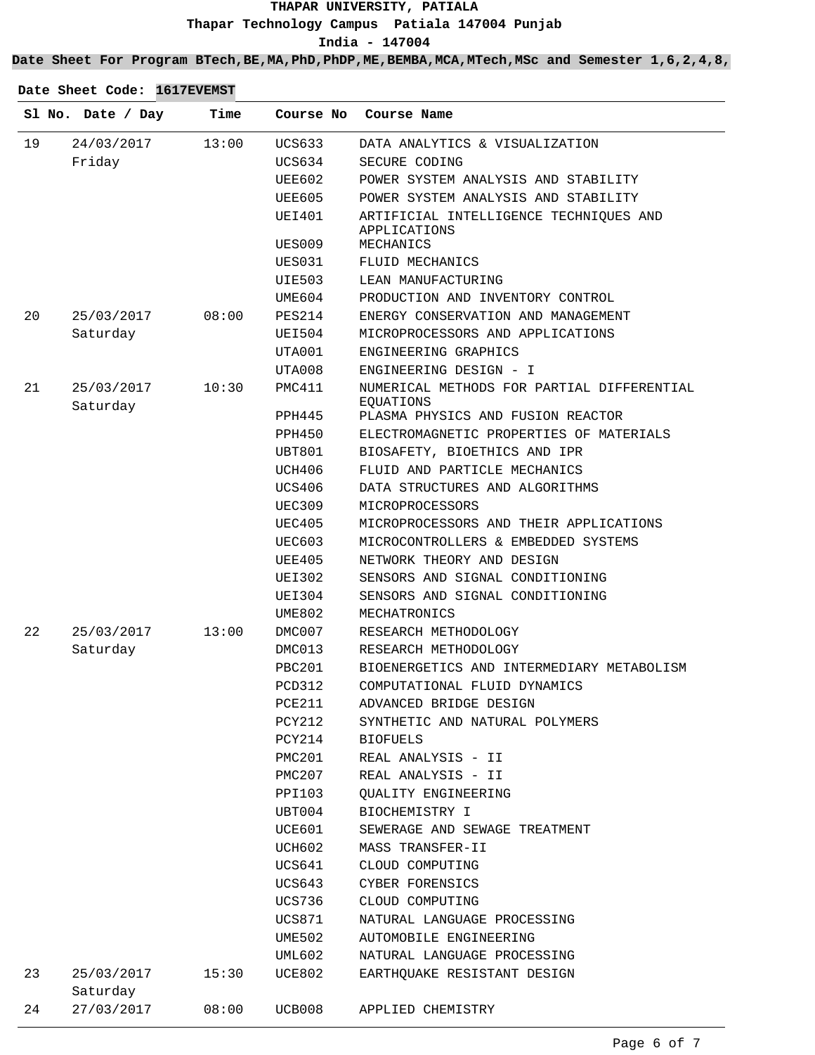**THAPAR UNIVERSITY, PATIALA**

**Thapar Technology Campus Patiala 147004 Punjab**

**India - 147004**

**Date Sheet For Program BTech,BE,MA,PhD,PhDP,ME,BEMBA,MCA,MTech,MSc and Semester 1,6,2,4,8,**

**Date Sheet Code: 1617EVEMST**

| Sl No. | Date / Day | Time | Course No | Course Name |
|---|---|---|---|---|
| 19 | 24/03/2017 Friday | 13:00 | UCS633 | DATA ANALYTICS & VISUALIZATION |
| | | | UCS634 | SECURE CODING |
| | | | UEE602 | POWER SYSTEM ANALYSIS AND STABILITY |
| | | | UEE605 | POWER SYSTEM ANALYSIS AND STABILITY |
| | | | UEI401 | ARTIFICIAL INTELLIGENCE TECHNIQUES AND APPLICATIONS |
| | | | UES009 | MECHANICS |
| | | | UES031 | FLUID MECHANICS |
| | | | UIE503 | LEAN MANUFACTURING |
| | | | UME604 | PRODUCTION AND INVENTORY CONTROL |
| 20 | 25/03/2017 Saturday | 08:00 | PES214 | ENERGY CONSERVATION AND MANAGEMENT |
| | | | UEI504 | MICROPROCESSORS AND APPLICATIONS |
| | | | UTA001 | ENGINEERING GRAPHICS |
| | | | UTA008 | ENGINEERING DESIGN - I |
| 21 | 25/03/2017 Saturday | 10:30 | PMC411 | NUMERICAL METHODS FOR PARTIAL DIFFERENTIAL EQUATIONS |
| | | | PPH445 | PLASMA PHYSICS AND FUSION REACTOR |
| | | | PPH450 | ELECTROMAGNETIC PROPERTIES OF MATERIALS |
| | | | UBT801 | BIOSAFETY, BIOETHICS AND IPR |
| | | | UCH406 | FLUID AND PARTICLE MECHANICS |
| | | | UCS406 | DATA STRUCTURES AND ALGORITHMS |
| | | | UEC309 | MICROPROCESSORS |
| | | | UEC405 | MICROPROCESSORS AND THEIR APPLICATIONS |
| | | | UEC603 | MICROCONTROLLERS & EMBEDDED SYSTEMS |
| | | | UEE405 | NETWORK THEORY AND DESIGN |
| | | | UEI302 | SENSORS AND SIGNAL CONDITIONING |
| | | | UEI304 | SENSORS AND SIGNAL CONDITIONING |
| | | | UME802 | MECHATRONICS |
| 22 | 25/03/2017 Saturday | 13:00 | DMC007 | RESEARCH METHODOLOGY |
| | | | DMC013 | RESEARCH METHODOLOGY |
| | | | PBC201 | BIOENERGETICS AND INTERMEDIARY METABOLISM |
| | | | PCD312 | COMPUTATIONAL FLUID DYNAMICS |
| | | | PCE211 | ADVANCED BRIDGE DESIGN |
| | | | PCY212 | SYNTHETIC AND NATURAL POLYMERS |
| | | | PCY214 | BIOFUELS |
| | | | PMC201 | REAL ANALYSIS - II |
| | | | PMC207 | REAL ANALYSIS - II |
| | | | PPI103 | QUALITY ENGINEERING |
| | | | UBT004 | BIOCHEMISTRY I |
| | | | UCE601 | SEWERAGE AND SEWAGE TREATMENT |
| | | | UCH602 | MASS TRANSFER-II |
| | | | UCS641 | CLOUD COMPUTING |
| | | | UCS643 | CYBER FORENSICS |
| | | | UCS736 | CLOUD COMPUTING |
| | | | UCS871 | NATURAL LANGUAGE PROCESSING |
| | | | UME502 | AUTOMOBILE ENGINEERING |
| | | | UML602 | NATURAL LANGUAGE PROCESSING |
| 23 | 25/03/2017 Saturday | 15:30 | UCE802 | EARTHQUAKE RESISTANT DESIGN |
| 24 | 27/03/2017 | 08:00 | UCB008 | APPLIED CHEMISTRY |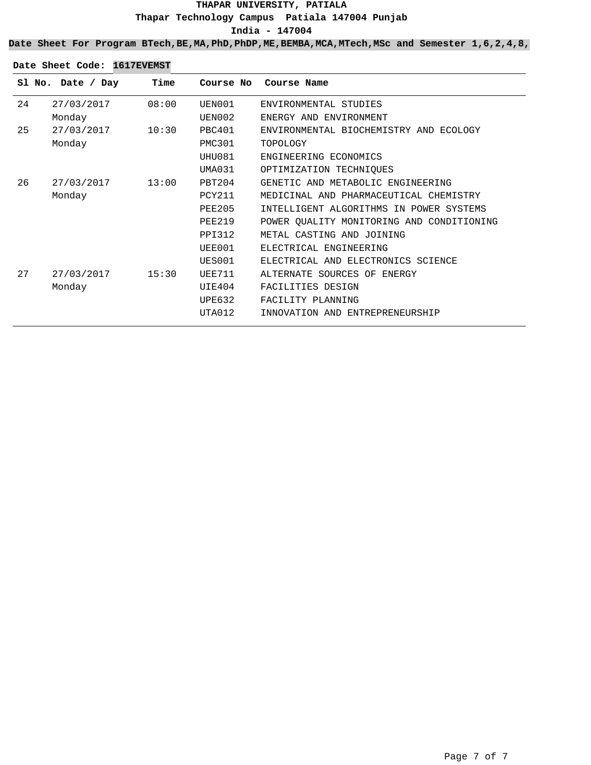**THAPAR UNIVERSITY, PATIALA**

**Thapar Technology Campus Patiala 147004 Punjab**

**India - 147004**

**Date Sheet For Program BTech,BE,MA,PhD,PhDP,ME,BEMBA,MCA,MTech,MSc and Semester 1,6,2,4,8,**

**Date Sheet Code: 1617EVEMST**

| Sl No. | Date / Day | Time | Course No | Course Name |
|---|---|---|---|---|
| 24 | 27/03/2017 | 08:00 | UEN001 | ENVIRONMENTAL STUDIES |
| | Monday | | UEN002 | ENERGY AND ENVIRONMENT |
| 25 | 27/03/2017 | 10:30 | PBC401 | ENVIRONMENTAL BIOCHEMISTRY AND ECOLOGY |
| | Monday | | PMC301 | TOPOLOGY |
| | | | UHU081 | ENGINEERING ECONOMICS |
| | | | UMA031 | OPTIMIZATION TECHNIQUES |
| 26 | 27/03/2017 | 13:00 | PBT204 | GENETIC AND METABOLIC ENGINEERING |
| | Monday | | PCY211 | MEDICINAL AND PHARMACEUTICAL CHEMISTRY |
| | | | PEE205 | INTELLIGENT ALGORITHMS IN POWER SYSTEMS |
| | | | PEE219 | POWER QUALITY MONITORING AND CONDITIONING |
| | | | PPI312 | METAL CASTING AND JOINING |
| | | | UEE001 | ELECTRICAL ENGINEERING |
| | | | UES001 | ELECTRICAL AND ELECTRONICS SCIENCE |
| 27 | 27/03/2017 | 15:30 | UEE711 | ALTERNATE SOURCES OF ENERGY |
| | Monday | | UIE404 | FACILITIES DESIGN |
| | | | UPE632 | FACILITY PLANNING |
| | | | UTA012 | INNOVATION AND ENTREPRENEURSHIP |